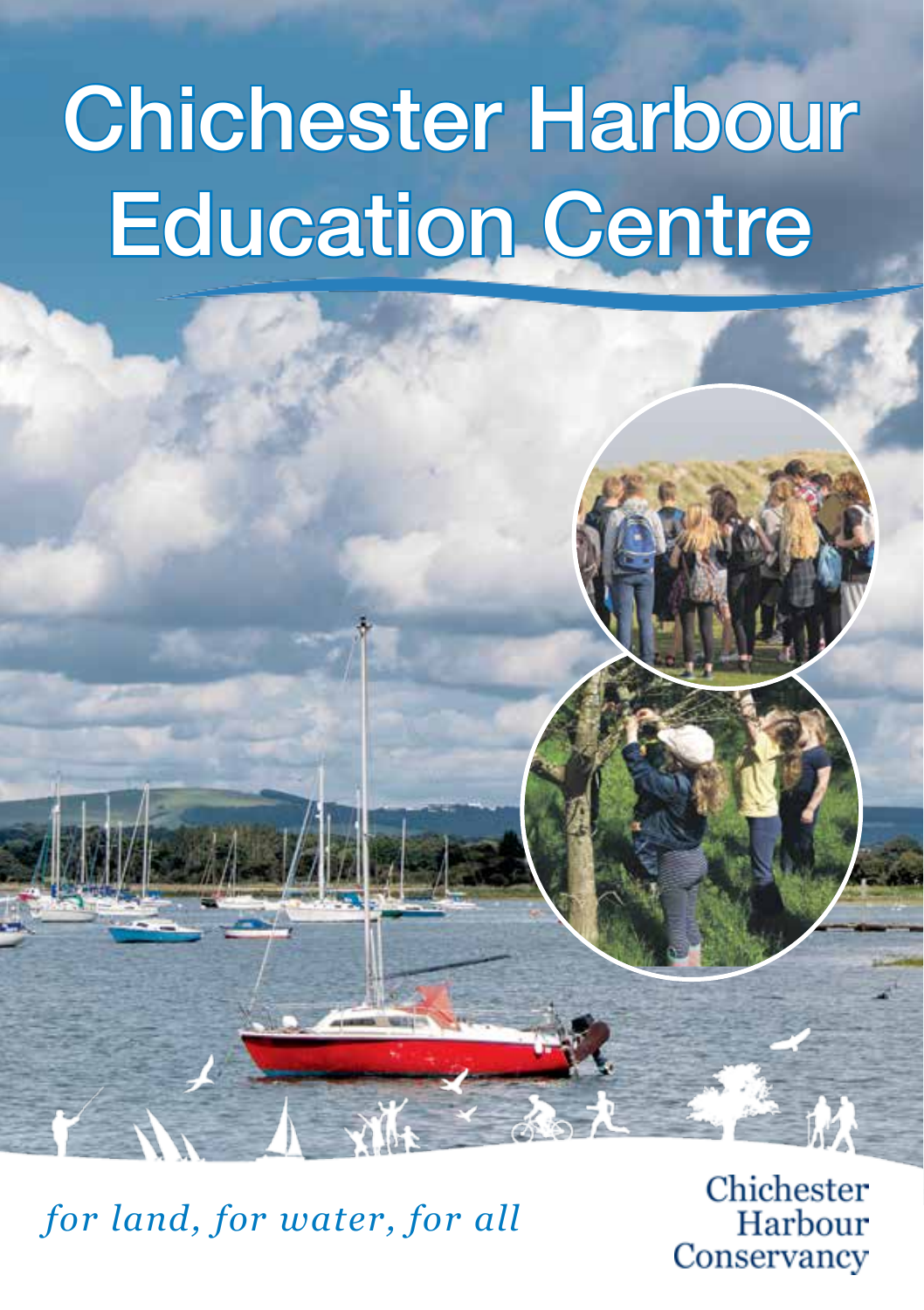# Chichester Harbour Education Centre

*for land, for water, for all*

Chichester Harbour Conservancy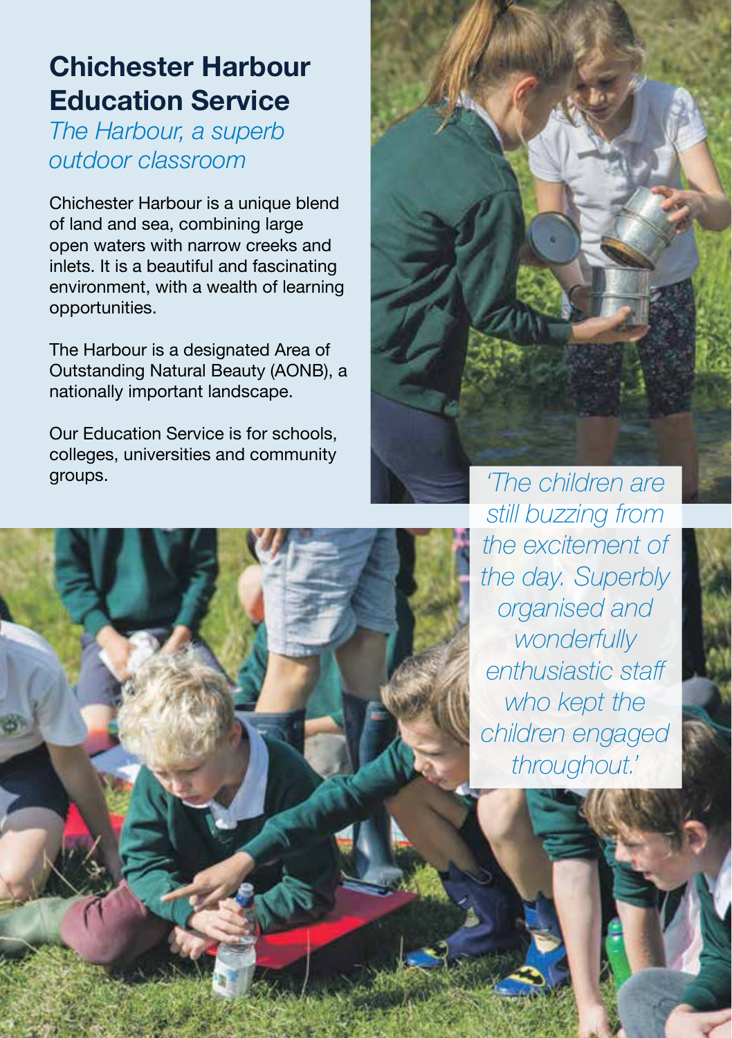# Chichester Harbour Education Service

*The Harbour, a superb outdoor classroom*

Chichester Harbour is a unique blend of land and sea, combining large open waters with narrow creeks and inlets. It is a beautiful and fascinating environment, with a wealth of learning opportunities.

The Harbour is a designated Area of Outstanding Natural Beauty (AONB), a nationally important landscape.

Our Education Service is for schools, colleges, universities and community groups.

*'The children are still buzzing from the excitement of the day. Superbly organised and wonderfully enthusiastic staff who kept the children engaged throughout.'*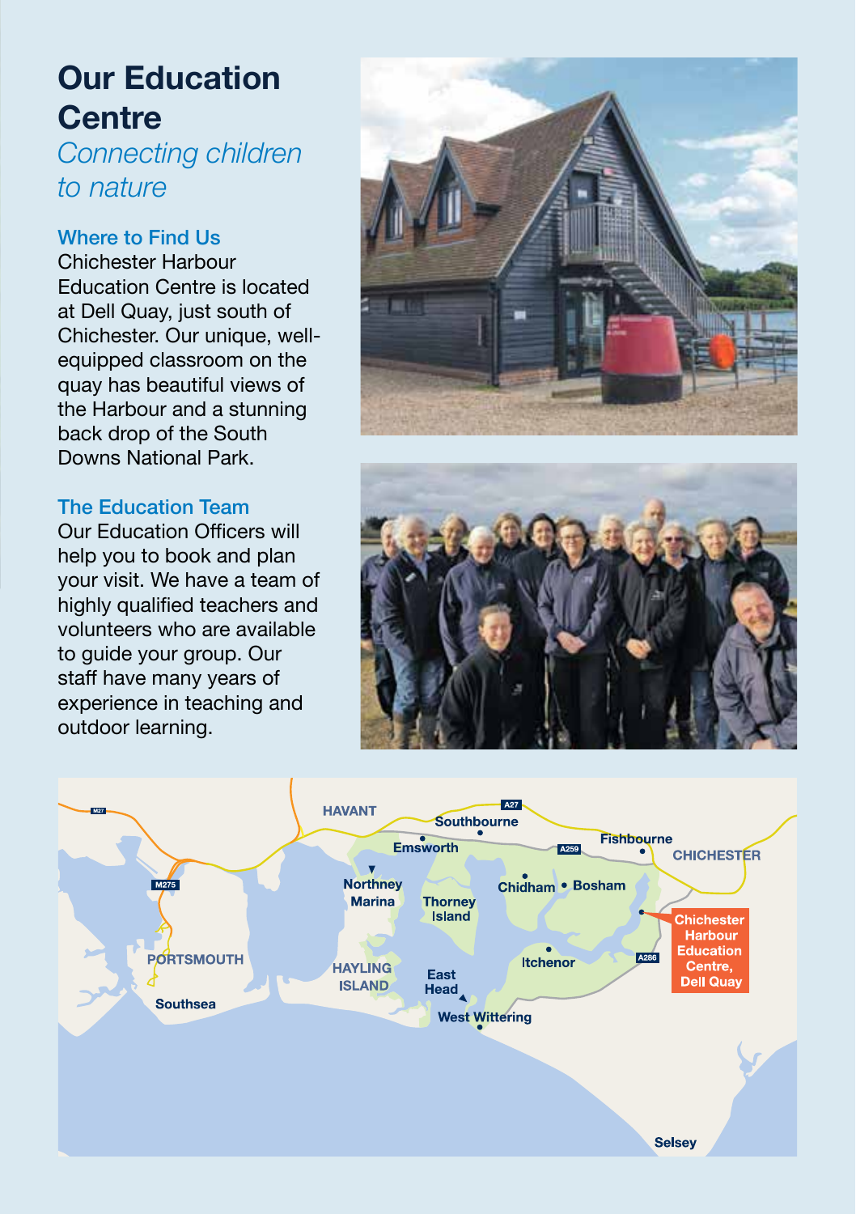# Our Education Centre

*Connecting children to nature*

### Where to Find Us

Chichester Harbour Education Centre is located at Dell Quay, just south of Chichester. Our unique, well-equipped classroom on the quay has beautiful views of the Harbour and a stunning back drop of the South Downs National Park.

### The Education Team

Our Education Officers will help you to book and plan your visit. We have a team of highly qualified teachers and volunteers who are available to guide your group. Our staff have many years of experience in teaching and outdoor learning.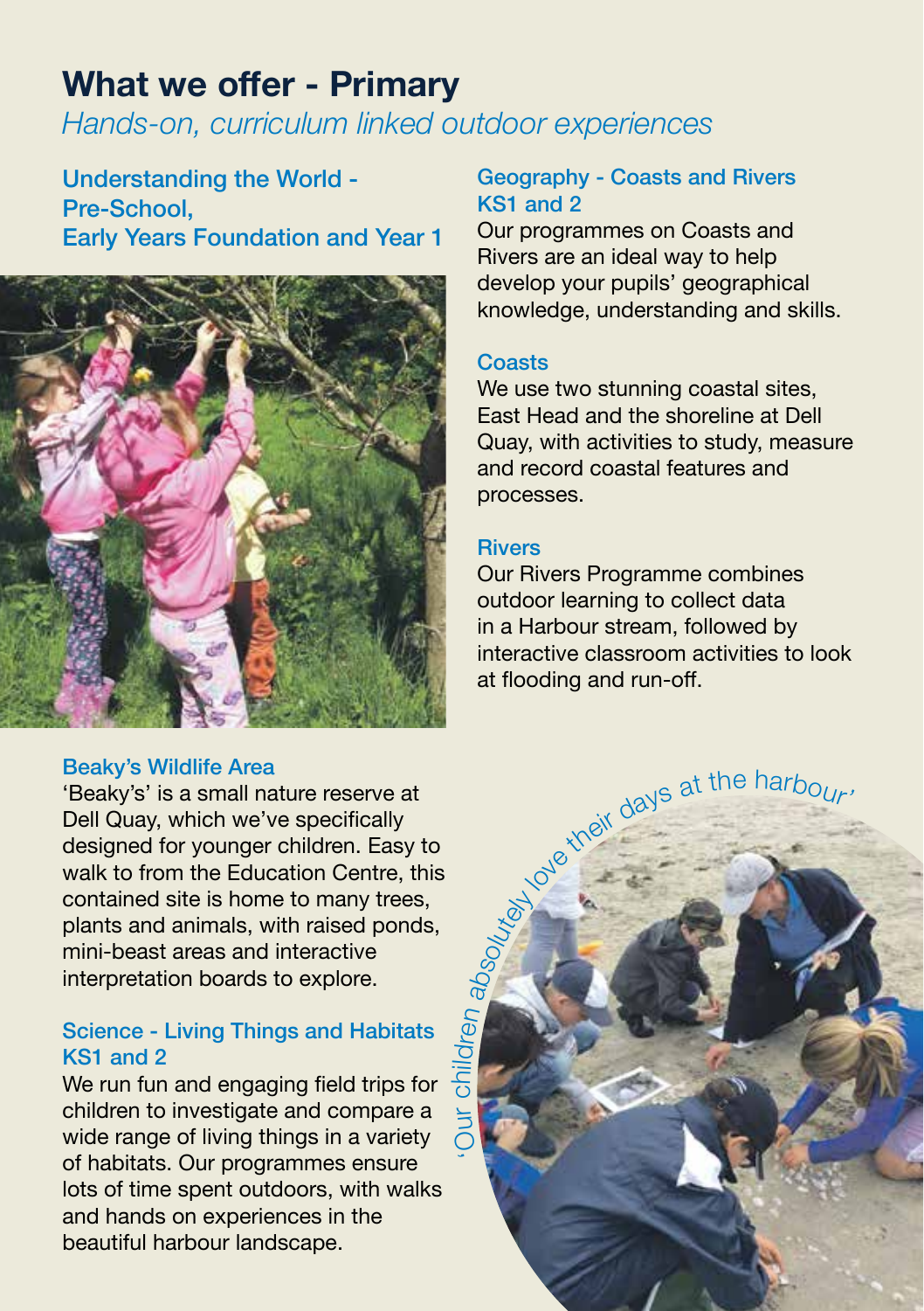# What we offer - Primary

*Hands-on, curriculum linked outdoor experiences*

### Understanding the World - Pre-School, Early Years Foundation and Year 1

### Beaky's Wildlife Area

'Beaky's' is a small nature reserve at Dell Quay, which we've specifically designed for younger children. Easy to walk to from the Education Centre, this contained site is home to many trees, plants and animals, with raised ponds, mini-beast areas and interactive interpretation boards to explore.

### Science - Living Things and Habitats KS1 and 2

We run fun and engaging field trips for children to investigate and compare a wide range of living things in a variety of habitats. Our programmes ensure lots of time spent outdoors, with walks and hands on experiences in the beautiful harbour landscape.

### Geography - Coasts and Rivers KS1 and 2

Our programmes on Coasts and Rivers are an ideal way to help develop your pupils' geographical knowledge, understanding and skills.

### Coasts

We use two stunning coastal sites, East Head and the shoreline at Dell Quay, with activities to study, measure and record coastal features and processes.

### Rivers

Our Rivers Programme combines outdoor learning to collect data in a Harbour stream, followed by interactive classroom activities to look at flooding and run-off.

*'Our children absolutely love their days at the harbour'*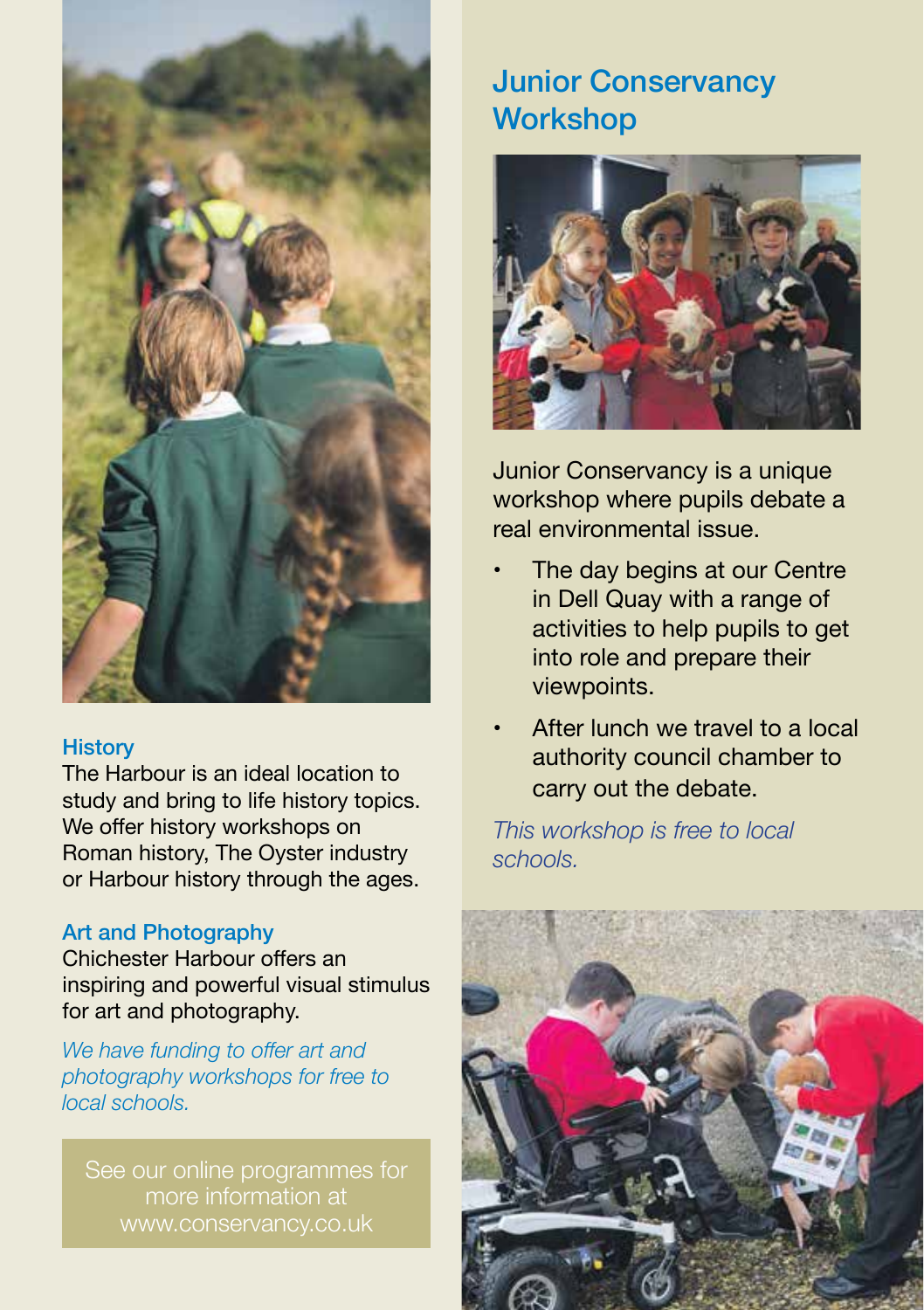### History

The Harbour is an ideal location to study and bring to life history topics. We offer history workshops on Roman history, The Oyster industry or Harbour history through the ages.

### Art and Photography

Chichester Harbour offers an inspiring and powerful visual stimulus for art and photography.

*We have funding to offer art and photography workshops for free to local schools.*

See our online programmes for more information at www.conservancy.co.uk

## Junior Conservancy Workshop

Junior Conservancy is a unique workshop where pupils debate a real environmental issue.

- The day begins at our Centre in Dell Quay with a range of activities to help pupils to get into role and prepare their viewpoints.
- After lunch we travel to a local authority council chamber to carry out the debate.

*This workshop is free to local schools.*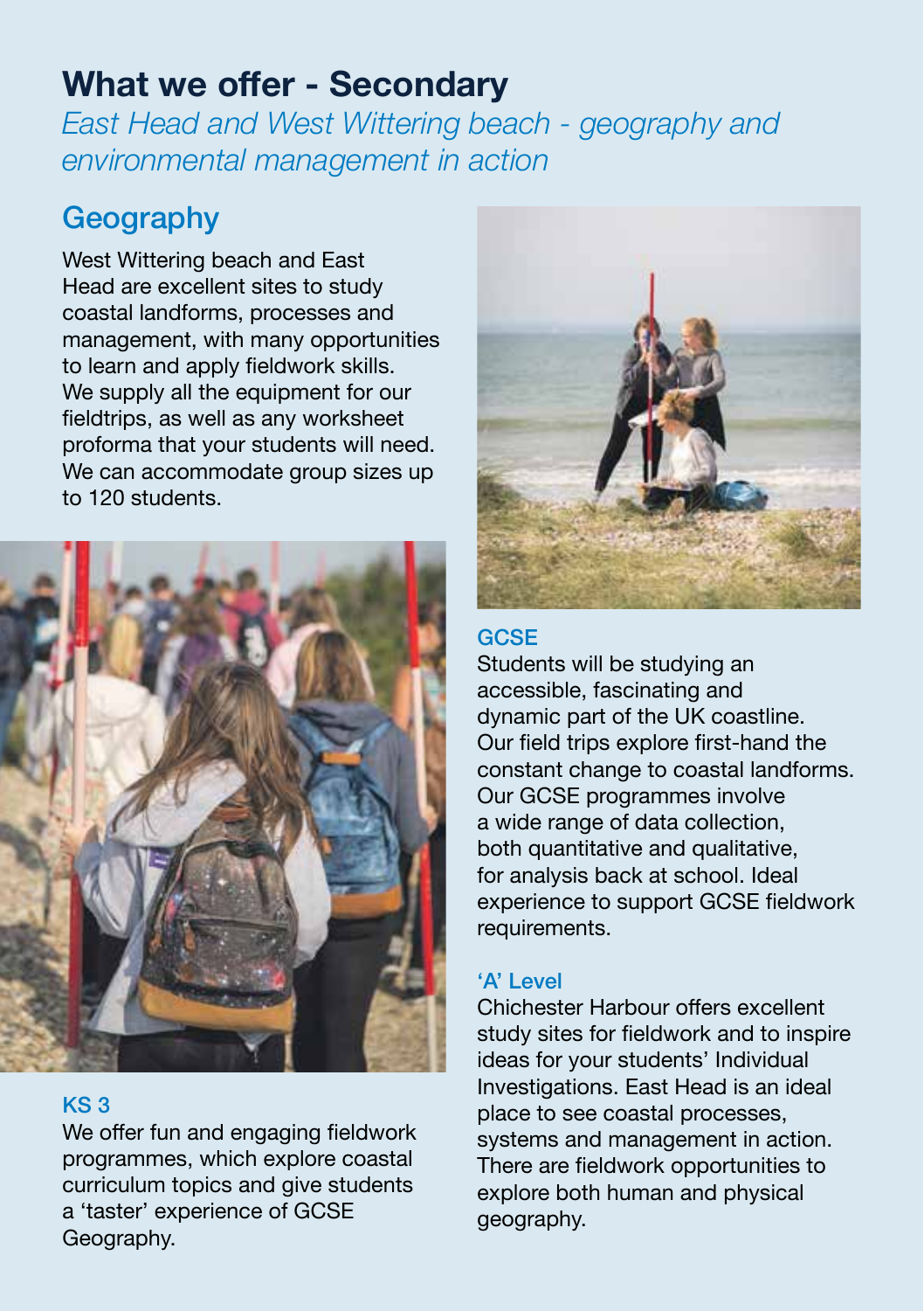# What we offer - Secondary

*East Head and West Wittering beach - geography and environmental management in action*

## Geography

West Wittering beach and East Head are excellent sites to study coastal landforms, processes and management, with many opportunities to learn and apply fieldwork skills. We supply all the equipment for our fieldtrips, as well as any worksheet proforma that your students will need. We can accommodate group sizes up to 120 students.

### KS 3

We offer fun and engaging fieldwork programmes, which explore coastal curriculum topics and give students a 'taster' experience of GCSE Geography.

### GCSE

Students will be studying an accessible, fascinating and dynamic part of the UK coastline. Our field trips explore first-hand the constant change to coastal landforms. Our GCSE programmes involve a wide range of data collection, both quantitative and qualitative, for analysis back at school. Ideal experience to support GCSE fieldwork requirements.

### 'A' Level

Chichester Harbour offers excellent study sites for fieldwork and to inspire ideas for your students' Individual Investigations. East Head is an ideal place to see coastal processes, systems and management in action. There are fieldwork opportunities to explore both human and physical geography.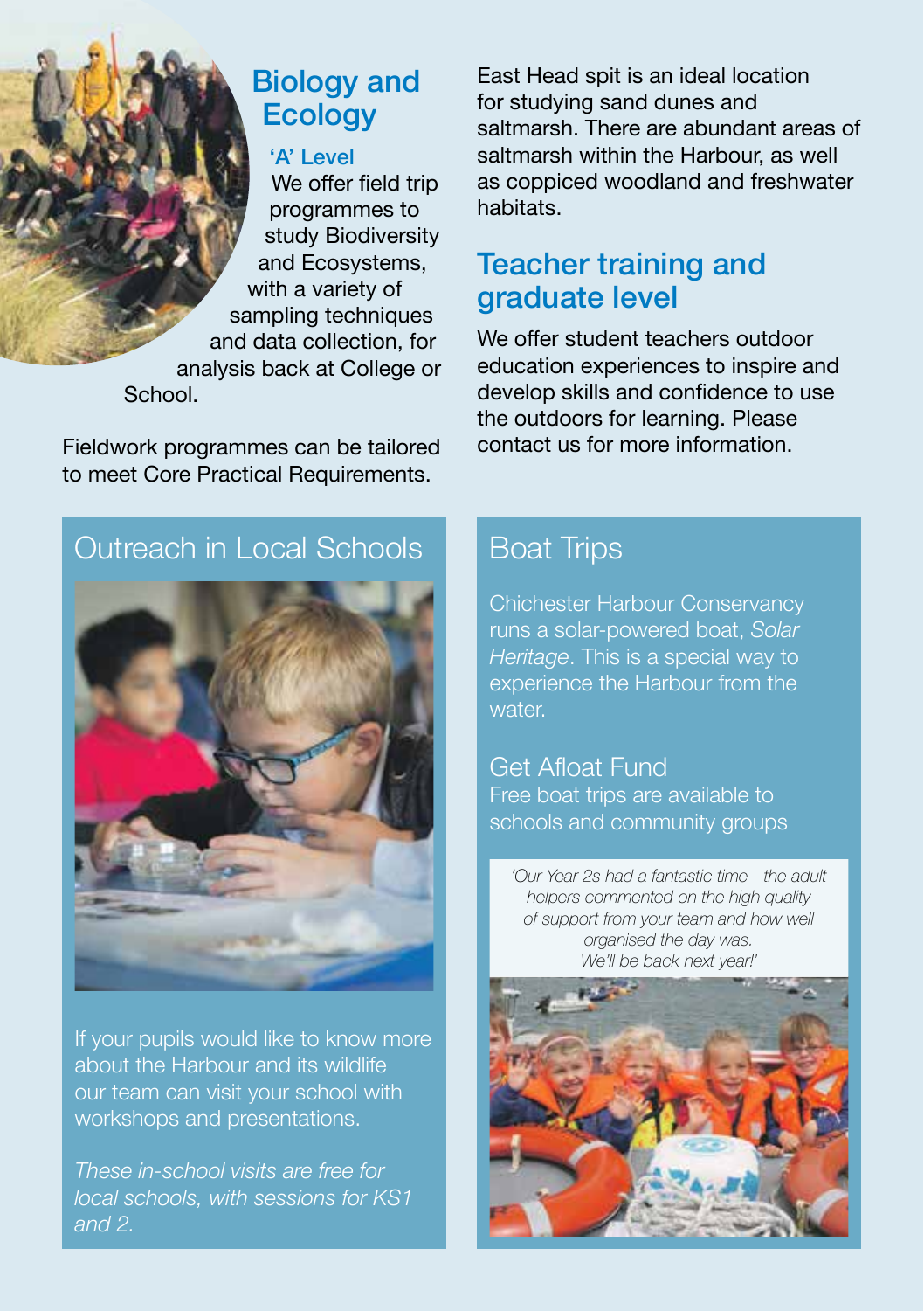## Biology and Ecology

### 'A' Level

We offer field trip programmes to study Biodiversity and Ecosystems, with a variety of sampling techniques and data collection, for analysis back at College or School.

Fieldwork programmes can be tailored to meet Core Practical Requirements.

East Head spit is an ideal location for studying sand dunes and saltmarsh. There are abundant areas of saltmarsh within the Harbour, as well as coppiced woodland and freshwater habitats.

## Teacher training and graduate level

We offer student teachers outdoor education experiences to inspire and develop skills and confidence to use the outdoors for learning. Please contact us for more information.

## Outreach in Local Schools

If your pupils would like to know more about the Harbour and its wildlife our team can visit your school with workshops and presentations.

*These in-school visits are free for local schools, with sessions for KS1 and 2.*

## Boat Trips

Chichester Harbour Conservancy runs a solar-powered boat, *Solar Heritage*. This is a special way to experience the Harbour from the water.

### Get Afloat Fund

Free boat trips are available to schools and community groups

*'Our Year 2s had a fantastic time - the adult helpers commented on the high quality of support from your team and how well organised the day was. We'll be back next year!'*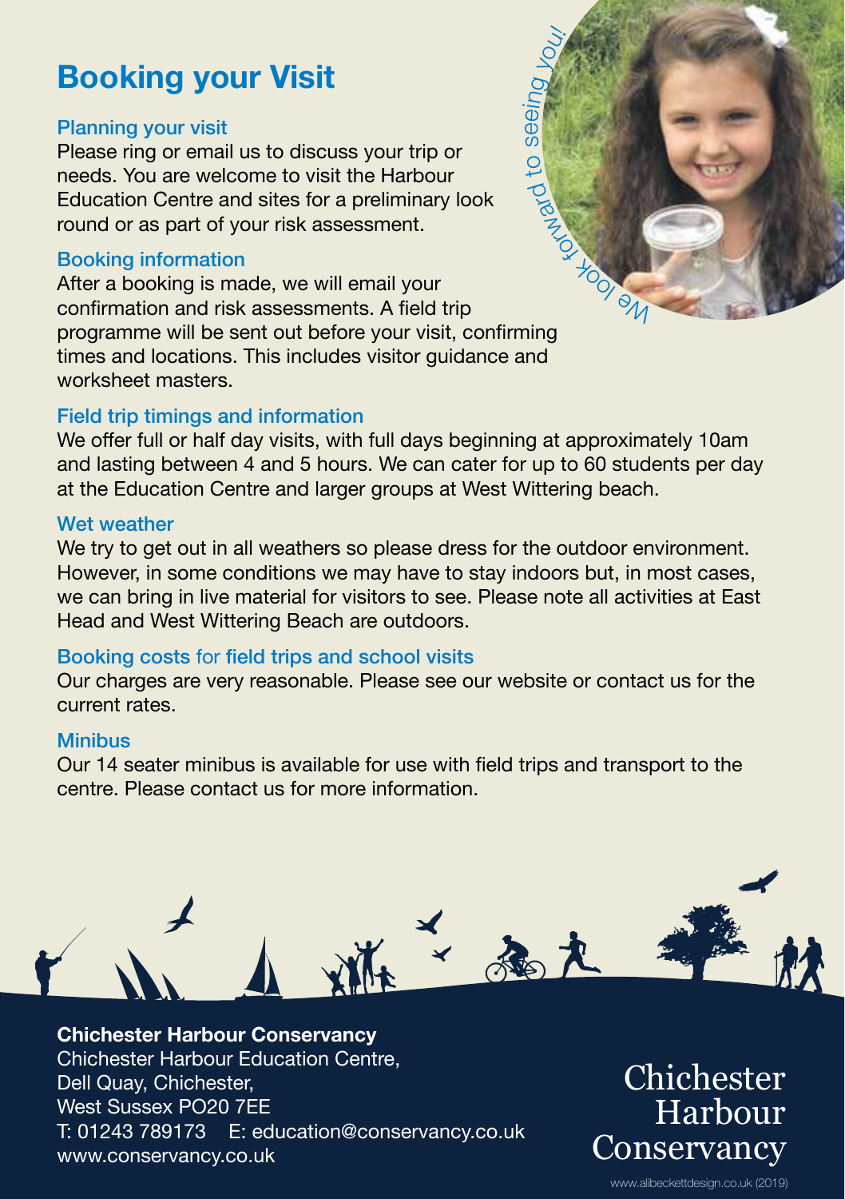# Booking your Visit

We look forward to seeing you!

### Planning your visit

Please ring or email us to discuss your trip or needs. You are welcome to visit the Harbour Education Centre and sites for a preliminary look round or as part of your risk assessment.

### Booking information

After a booking is made, we will email your confirmation and risk assessments. A field trip programme will be sent out before your visit, confirming times and locations. This includes visitor guidance and worksheet masters.

### Field trip timings and information

We offer full or half day visits, with full days beginning at approximately 10am and lasting between 4 and 5 hours. We can cater for up to 60 students per day at the Education Centre and larger groups at West Wittering beach.

### Wet weather

We try to get out in all weathers so please dress for the outdoor environment. However, in some conditions we may have to stay indoors but, in most cases, we can bring in live material for visitors to see. Please note all activities at East Head and West Wittering Beach are outdoors.

### Booking costs for field trips and school visits

Our charges are very reasonable. Please see our website or contact us for the current rates.

### Minibus

Our 14 seater minibus is available for use with field trips and transport to the centre. Please contact us for more information.

**Chichester Harbour Conservancy**
Chichester Harbour Education Centre,
Dell Quay, Chichester,
West Sussex PO20 7EE
T: 01243 789173 E: education@conservancy.co.uk
www.conservancy.co.uk

Chichester Harbour Conservancy

www.alibeckettdesign.co.uk (2019)